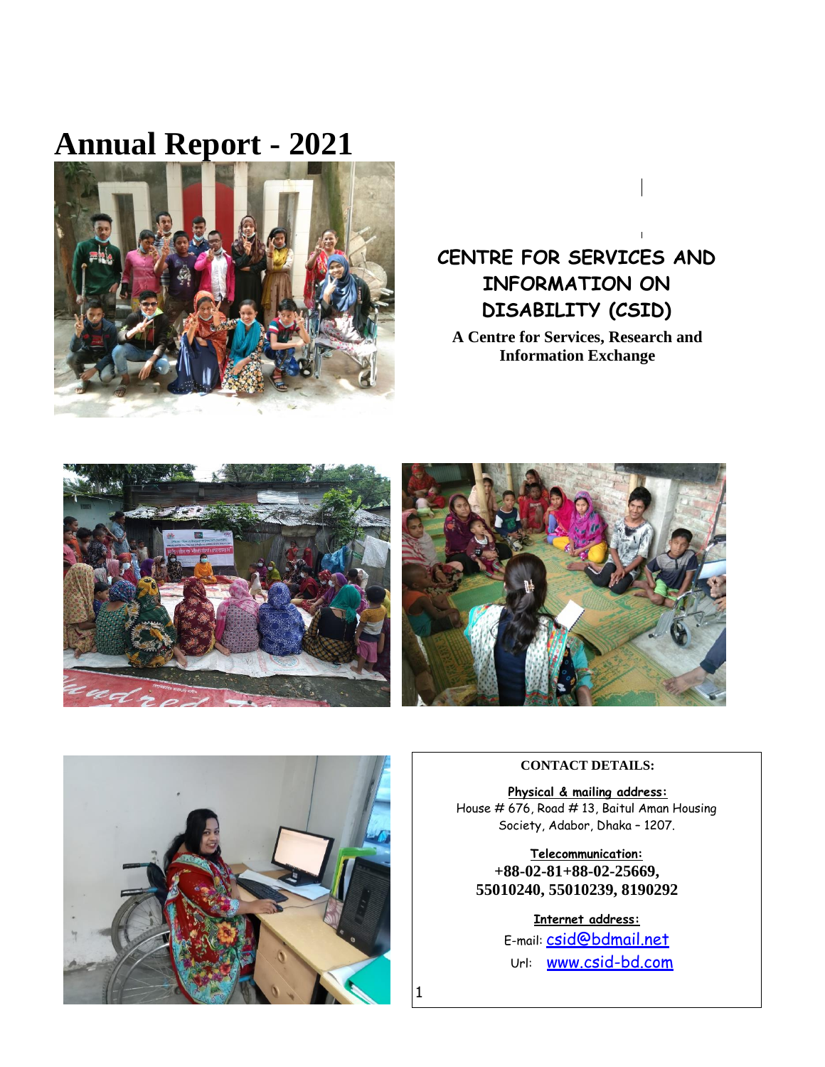# Annual Report - 2021

## CENTRE FOR SERVICES AND INFORMATION ON DISABILITY (CSID)

**A Centre for Services, Research and Information Exchange**

**CONTACT DETAILS:**

**Physical & mailing address:**
House # 676, Road # 13, Baitul Aman Housing Society, Adabor, Dhaka – 1207.

**Telecommunication:**
**+88-02-81+88-02-25669, 55010240, 55010239, 8190292**

**Internet address:**
E-mail: csid@bdmail.net
Url: www.csid-bd.com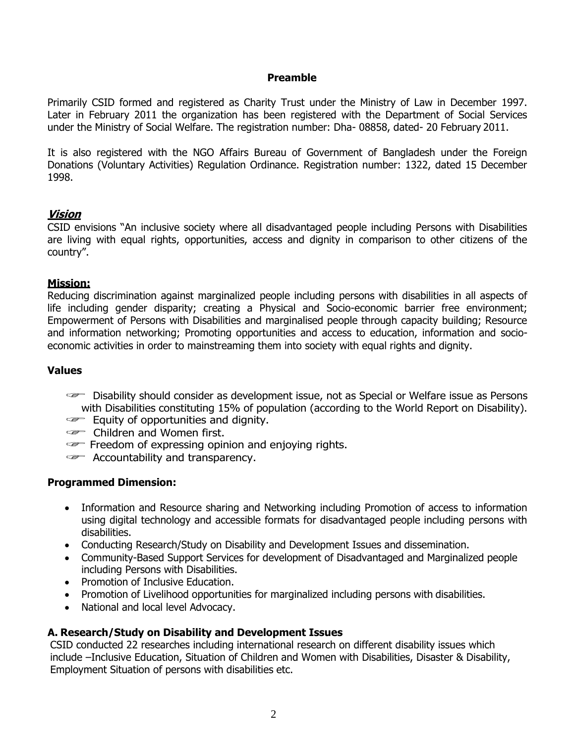## Preamble

Primarily CSID formed and registered as Charity Trust under the Ministry of Law in December 1997. Later in February 2011 the organization has been registered with the Department of Social Services under the Ministry of Social Welfare. The registration number: Dha- 08858, dated- 20 February 2011.

It is also registered with the NGO Affairs Bureau of Government of Bangladesh under the Foreign Donations (Voluntary Activities) Regulation Ordinance. Registration number: 1322, dated 15 December 1998.

### ***Vision***

CSID envisions "An inclusive society where all disadvantaged people including Persons with Disabilities are living with equal rights, opportunities, access and dignity in comparison to other citizens of the country".

### **Mission:**

Reducing discrimination against marginalized people including persons with disabilities in all aspects of life including gender disparity; creating a Physical and Socio-economic barrier free environment; Empowerment of Persons with Disabilities and marginalised people through capacity building; Resource and information networking; Promoting opportunities and access to education, information and socio-economic activities in order to mainstreaming them into society with equal rights and dignity.

### **Values**

- ☞ Disability should consider as development issue, not as Special or Welfare issue as Persons with Disabilities constituting 15% of population (according to the World Report on Disability).
- ☞ Equity of opportunities and dignity.
- ☞ Children and Women first.
- ☞ Freedom of expressing opinion and enjoying rights.
- ☞ Accountability and transparency.

### **Programmed Dimension:**

- Information and Resource sharing and Networking including Promotion of access to information using digital technology and accessible formats for disadvantaged people including persons with disabilities.
- Conducting Research/Study on Disability and Development Issues and dissemination.
- Community-Based Support Services for development of Disadvantaged and Marginalized people including Persons with Disabilities.
- Promotion of Inclusive Education.
- Promotion of Livelihood opportunities for marginalized including persons with disabilities.
- National and local level Advocacy.

### **A. Research/Study on Disability and Development Issues**

CSID conducted 22 researches including international research on different disability issues which include –Inclusive Education, Situation of Children and Women with Disabilities, Disaster & Disability, Employment Situation of persons with disabilities etc.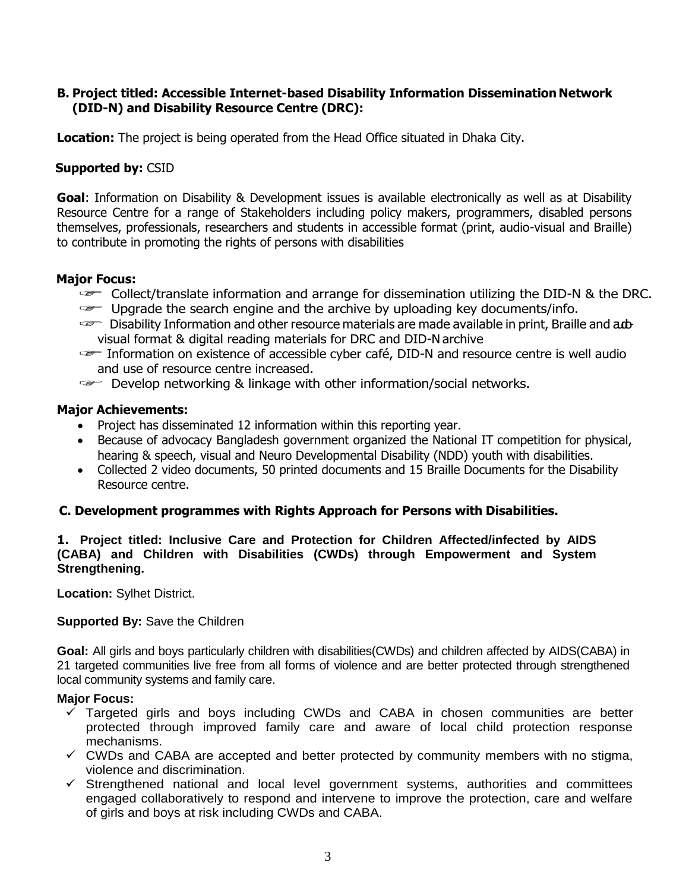### B. Project titled: Accessible Internet-based Disability Information Dissemination Network (DID-N) and Disability Resource Centre (DRC):

**Location:** The project is being operated from the Head Office situated in Dhaka City.

**Supported by:** CSID

**Goal**: Information on Disability & Development issues is available electronically as well as at Disability Resource Centre for a range of Stakeholders including policy makers, programmers, disabled persons themselves, professionals, researchers and students in accessible format (print, audio-visual and Braille) to contribute in promoting the rights of persons with disabilities

**Major Focus:**

- Collect/translate information and arrange for dissemination utilizing the DID-N & the DRC.
- Upgrade the search engine and the archive by uploading key documents/info.
- Disability Information and other resource materials are made available in print, Braille and audio-visual format & digital reading materials for DRC and DID-N archive
- Information on existence of accessible cyber café, DID-N and resource centre is well audio and use of resource centre increased.
- Develop networking & linkage with other information/social networks.

**Major Achievements:**

- Project has disseminated 12 information within this reporting year.
- Because of advocacy Bangladesh government organized the National IT competition for physical, hearing & speech, visual and Neuro Developmental Disability (NDD) youth with disabilities.
- Collected 2 video documents, 50 printed documents and 15 Braille Documents for the Disability Resource centre.

### C. Development programmes with Rights Approach for Persons with Disabilities.

#### 1. Project titled: Inclusive Care and Protection for Children Affected/infected by AIDS (CABA) and Children with Disabilities (CWDs) through Empowerment and System Strengthening.

**Location:** Sylhet District.

**Supported By:** Save the Children

**Goal:** All girls and boys particularly children with disabilities(CWDs) and children affected by AIDS(CABA) in 21 targeted communities live free from all forms of violence and are better protected through strengthened local community systems and family care.

**Major Focus:**

- ✓ Targeted girls and boys including CWDs and CABA in chosen communities are better protected through improved family care and aware of local child protection response mechanisms.
- ✓ CWDs and CABA are accepted and better protected by community members with no stigma, violence and discrimination.
- ✓ Strengthened national and local level government systems, authorities and committees engaged collaboratively to respond and intervene to improve the protection, care and welfare of girls and boys at risk including CWDs and CABA.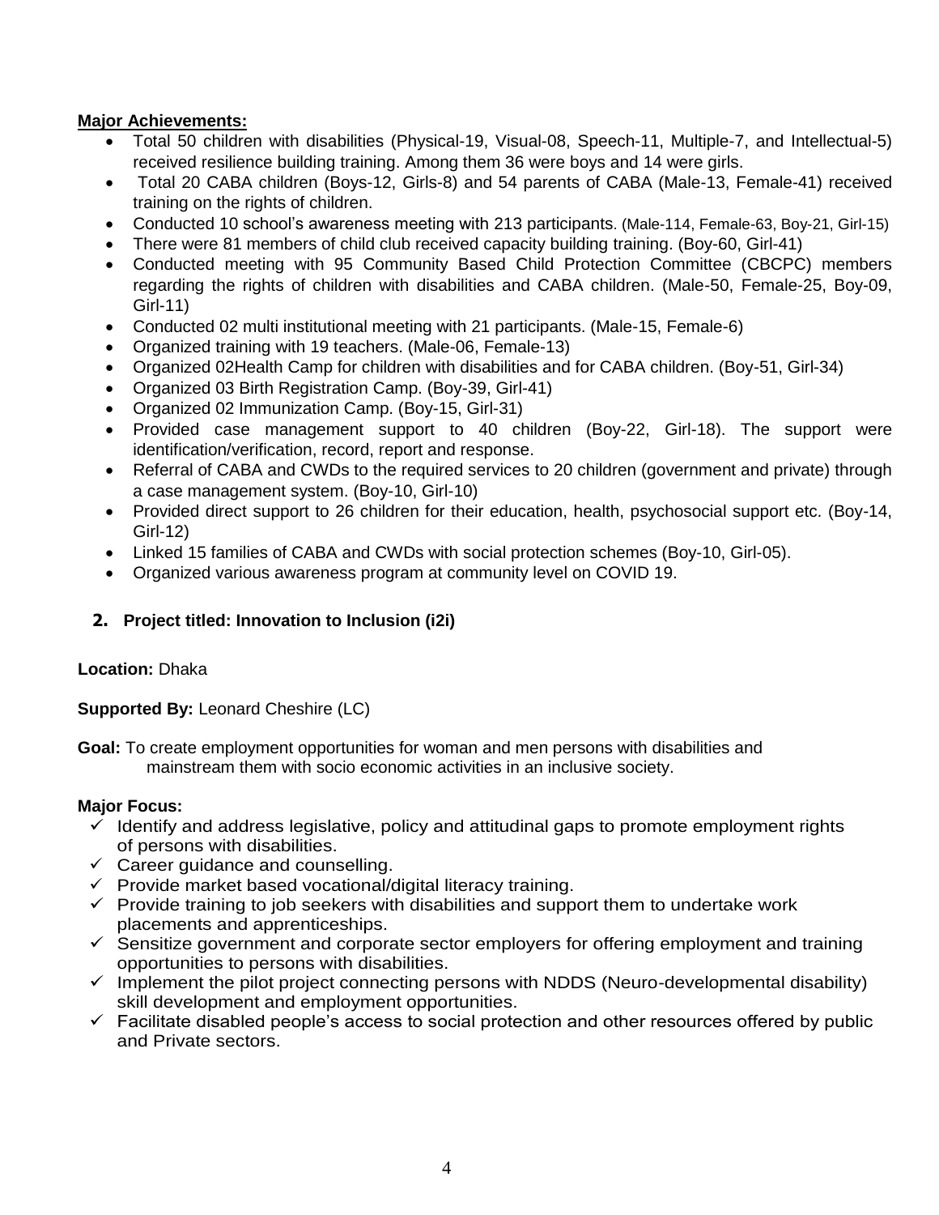**Major Achievements:**

- Total 50 children with disabilities (Physical-19, Visual-08, Speech-11, Multiple-7, and Intellectual-5) received resilience building training. Among them 36 were boys and 14 were girls.
- Total 20 CABA children (Boys-12, Girls-8) and 54 parents of CABA (Male-13, Female-41) received training on the rights of children.
- Conducted 10 school's awareness meeting with 213 participants. (Male-114, Female-63, Boy-21, Girl-15)
- There were 81 members of child club received capacity building training. (Boy-60, Girl-41)
- Conducted meeting with 95 Community Based Child Protection Committee (CBCPC) members regarding the rights of children with disabilities and CABA children. (Male-50, Female-25, Boy-09, Girl-11)
- Conducted 02 multi institutional meeting with 21 participants. (Male-15, Female-6)
- Organized training with 19 teachers. (Male-06, Female-13)
- Organized 02Health Camp for children with disabilities and for CABA children. (Boy-51, Girl-34)
- Organized 03 Birth Registration Camp. (Boy-39, Girl-41)
- Organized 02 Immunization Camp. (Boy-15, Girl-31)
- Provided case management support to 40 children (Boy-22, Girl-18). The support were identification/verification, record, report and response.
- Referral of CABA and CWDs to the required services to 20 children (government and private) through a case management system. (Boy-10, Girl-10)
- Provided direct support to 26 children for their education, health, psychosocial support etc. (Boy-14, Girl-12)
- Linked 15 families of CABA and CWDs with social protection schemes (Boy-10, Girl-05).
- Organized various awareness program at community level on COVID 19.

## 2. Project titled: Innovation to Inclusion (i2i)

**Location:** Dhaka

**Supported By:** Leonard Cheshire (LC)

**Goal:** To create employment opportunities for woman and men persons with disabilities and mainstream them with socio economic activities in an inclusive society.

**Major Focus:**

- ✓ Identify and address legislative, policy and attitudinal gaps to promote employment rights of persons with disabilities.
- ✓ Career guidance and counselling.
- ✓ Provide market based vocational/digital literacy training.
- ✓ Provide training to job seekers with disabilities and support them to undertake work placements and apprenticeships.
- ✓ Sensitize government and corporate sector employers for offering employment and training opportunities to persons with disabilities.
- ✓ Implement the pilot project connecting persons with NDDS (Neuro-developmental disability) skill development and employment opportunities.
- ✓ Facilitate disabled people's access to social protection and other resources offered by public and Private sectors.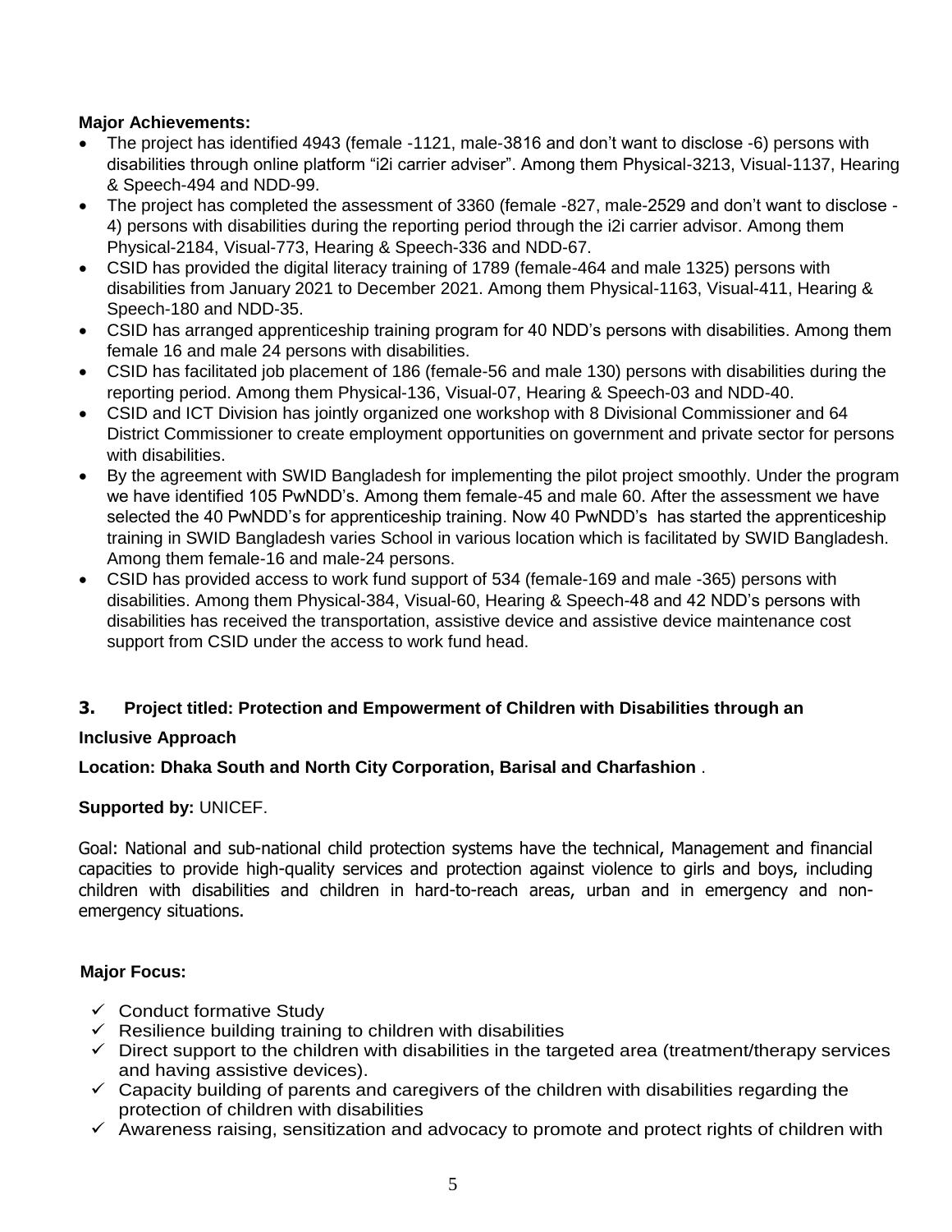**Major Achievements:**

- The project has identified 4943 (female -1121, male-3816 and don't want to disclose -6) persons with disabilities through online platform "i2i carrier adviser". Among them Physical-3213, Visual-1137, Hearing & Speech-494 and NDD-99.
- The project has completed the assessment of 3360 (female -827, male-2529 and don't want to disclose - 4) persons with disabilities during the reporting period through the i2i carrier advisor. Among them Physical-2184, Visual-773, Hearing & Speech-336 and NDD-67.
- CSID has provided the digital literacy training of 1789 (female-464 and male 1325) persons with disabilities from January 2021 to December 2021. Among them Physical-1163, Visual-411, Hearing & Speech-180 and NDD-35.
- CSID has arranged apprenticeship training program for 40 NDD's persons with disabilities. Among them female 16 and male 24 persons with disabilities.
- CSID has facilitated job placement of 186 (female-56 and male 130) persons with disabilities during the reporting period. Among them Physical-136, Visual-07, Hearing & Speech-03 and NDD-40.
- CSID and ICT Division has jointly organized one workshop with 8 Divisional Commissioner and 64 District Commissioner to create employment opportunities on government and private sector for persons with disabilities.
- By the agreement with SWID Bangladesh for implementing the pilot project smoothly. Under the program we have identified 105 PwNDD's. Among them female-45 and male 60. After the assessment we have selected the 40 PwNDD's for apprenticeship training. Now 40 PwNDD's has started the apprenticeship training in SWID Bangladesh varies School in various location which is facilitated by SWID Bangladesh. Among them female-16 and male-24 persons.
- CSID has provided access to work fund support of 534 (female-169 and male -365) persons with disabilities. Among them Physical-384, Visual-60, Hearing & Speech-48 and 42 NDD's persons with disabilities has received the transportation, assistive device and assistive device maintenance cost support from CSID under the access to work fund head.

### 3. Project titled: Protection and Empowerment of Children with Disabilities through an Inclusive Approach

**Location: Dhaka South and North City Corporation, Barisal and Charfashion** .

**Supported by:** UNICEF.

Goal: National and sub-national child protection systems have the technical, Management and financial capacities to provide high-quality services and protection against violence to girls and boys, including children with disabilities and children in hard-to-reach areas, urban and in emergency and non-emergency situations.

**Major Focus:**

- ✓ Conduct formative Study
- ✓ Resilience building training to children with disabilities
- ✓ Direct support to the children with disabilities in the targeted area (treatment/therapy services and having assistive devices).
- ✓ Capacity building of parents and caregivers of the children with disabilities regarding the protection of children with disabilities
- ✓ Awareness raising, sensitization and advocacy to promote and protect rights of children with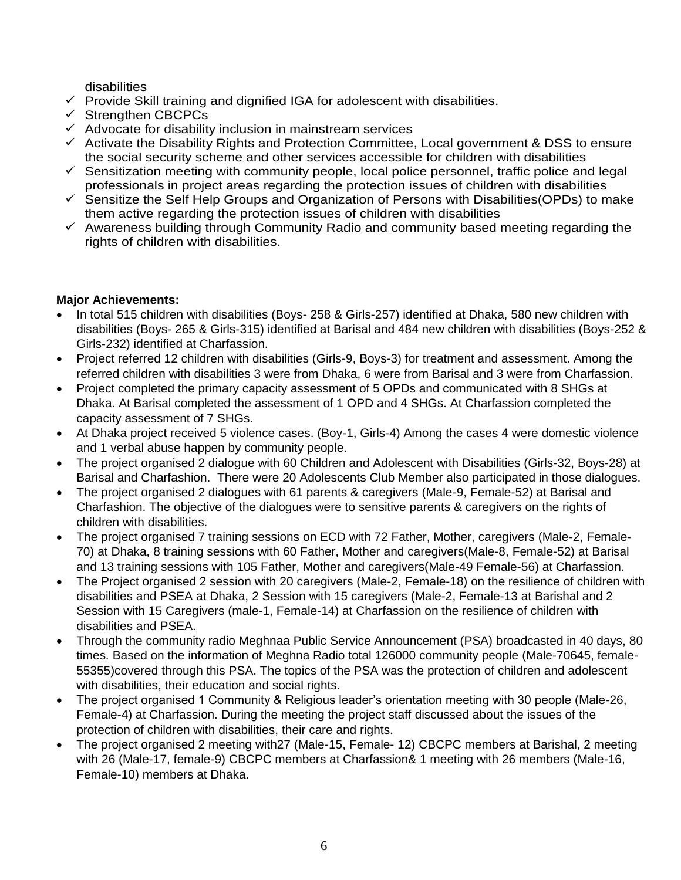disabilities

- ✓ Provide Skill training and dignified IGA for adolescent with disabilities.
- ✓ Strengthen CBCPCs
- ✓ Advocate for disability inclusion in mainstream services
- ✓ Activate the Disability Rights and Protection Committee, Local government & DSS to ensure the social security scheme and other services accessible for children with disabilities
- ✓ Sensitization meeting with community people, local police personnel, traffic police and legal professionals in project areas regarding the protection issues of children with disabilities
- ✓ Sensitize the Self Help Groups and Organization of Persons with Disabilities(OPDs) to make them active regarding the protection issues of children with disabilities
- ✓ Awareness building through Community Radio and community based meeting regarding the rights of children with disabilities.

**Major Achievements:**

- In total 515 children with disabilities (Boys- 258 & Girls-257) identified at Dhaka, 580 new children with disabilities (Boys- 265 & Girls-315) identified at Barisal and 484 new children with disabilities (Boys-252 & Girls-232) identified at Charfassion.
- Project referred 12 children with disabilities (Girls-9, Boys-3) for treatment and assessment. Among the referred children with disabilities 3 were from Dhaka, 6 were from Barisal and 3 were from Charfassion.
- Project completed the primary capacity assessment of 5 OPDs and communicated with 8 SHGs at Dhaka. At Barisal completed the assessment of 1 OPD and 4 SHGs. At Charfassion completed the capacity assessment of 7 SHGs.
- At Dhaka project received 5 violence cases. (Boy-1, Girls-4) Among the cases 4 were domestic violence and 1 verbal abuse happen by community people.
- The project organised 2 dialogue with 60 Children and Adolescent with Disabilities (Girls-32, Boys-28) at Barisal and Charfashion. There were 20 Adolescents Club Member also participated in those dialogues.
- The project organised 2 dialogues with 61 parents & caregivers (Male-9, Female-52) at Barisal and Charfashion. The objective of the dialogues were to sensitive parents & caregivers on the rights of children with disabilities.
- The project organised 7 training sessions on ECD with 72 Father, Mother, caregivers (Male-2, Female-70) at Dhaka, 8 training sessions with 60 Father, Mother and caregivers(Male-8, Female-52) at Barisal and 13 training sessions with 105 Father, Mother and caregivers(Male-49 Female-56) at Charfassion.
- The Project organised 2 session with 20 caregivers (Male-2, Female-18) on the resilience of children with disabilities and PSEA at Dhaka, 2 Session with 15 caregivers (Male-2, Female-13 at Barishal and 2 Session with 15 Caregivers (male-1, Female-14) at Charfassion on the resilience of children with disabilities and PSEA.
- Through the community radio Meghnaa Public Service Announcement (PSA) broadcasted in 40 days, 80 times. Based on the information of Meghna Radio total 126000 community people (Male-70645, female-55355)covered through this PSA. The topics of the PSA was the protection of children and adolescent with disabilities, their education and social rights.
- The project organised 1 Community & Religious leader's orientation meeting with 30 people (Male-26, Female-4) at Charfassion. During the meeting the project staff discussed about the issues of the protection of children with disabilities, their care and rights.
- The project organised 2 meeting with27 (Male-15, Female- 12) CBCPC members at Barishal, 2 meeting with 26 (Male-17, female-9) CBCPC members at Charfassion& 1 meeting with 26 members (Male-16, Female-10) members at Dhaka.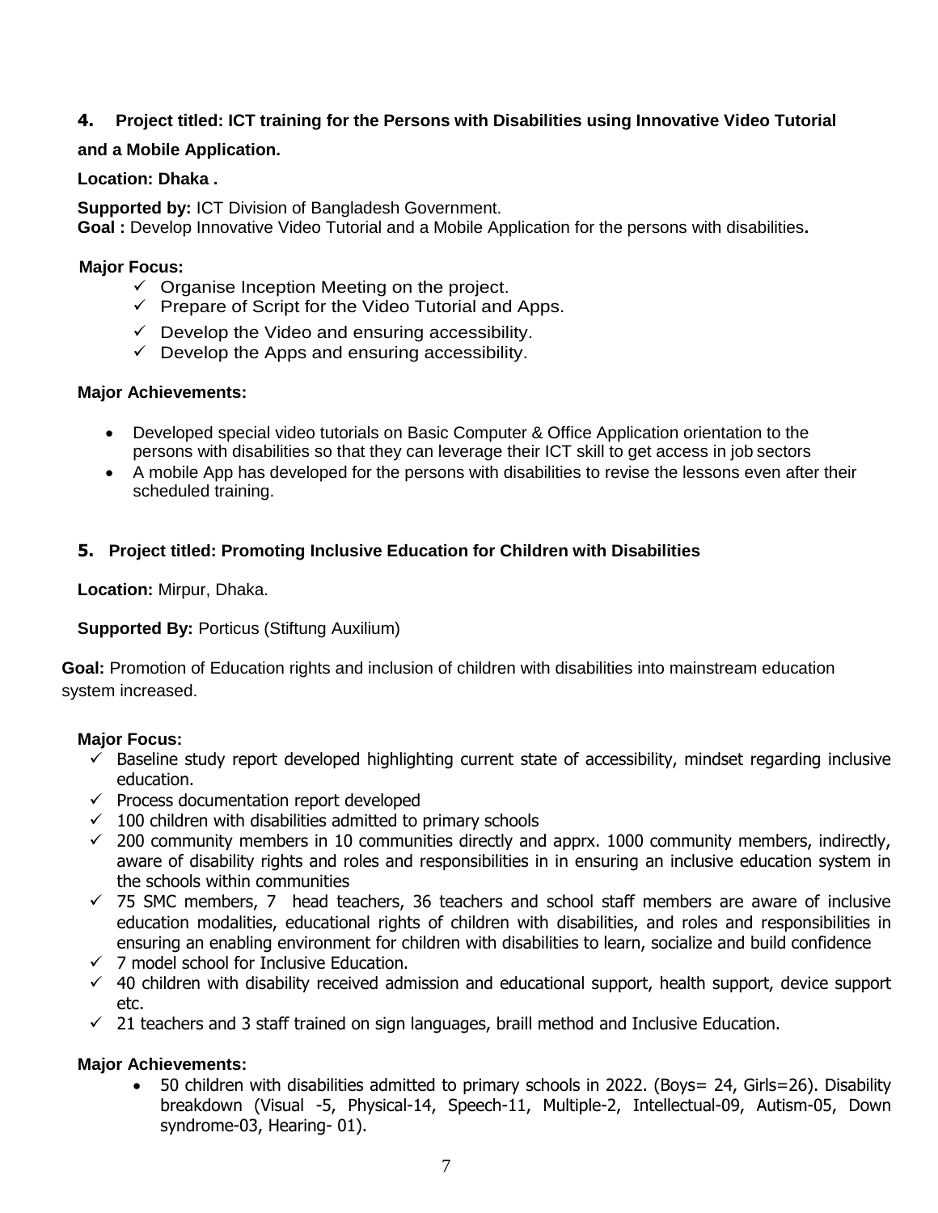### 4. Project titled: ICT training for the Persons with Disabilities using Innovative Video Tutorial and a Mobile Application.

**Location: Dhaka .**

**Supported by:** ICT Division of Bangladesh Government.
**Goal :** Develop Innovative Video Tutorial and a Mobile Application for the persons with disabilities**.**

**Major Focus:**

- ✓ Organise Inception Meeting on the project.
- ✓ Prepare of Script for the Video Tutorial and Apps.
- ✓ Develop the Video and ensuring accessibility.
- ✓ Develop the Apps and ensuring accessibility.

**Major Achievements:**

- Developed special video tutorials on Basic Computer & Office Application orientation to the persons with disabilities so that they can leverage their ICT skill to get access in job sectors
- A mobile App has developed for the persons with disabilities to revise the lessons even after their scheduled training.

### 5. Project titled: Promoting Inclusive Education for Children with Disabilities

**Location:** Mirpur, Dhaka.

**Supported By:** Porticus (Stiftung Auxilium)

**Goal:** Promotion of Education rights and inclusion of children with disabilities into mainstream education system increased.

**Major Focus:**

- ✓ Baseline study report developed highlighting current state of accessibility, mindset regarding inclusive education.
- ✓ Process documentation report developed
- ✓ 100 children with disabilities admitted to primary schools
- ✓ 200 community members in 10 communities directly and apprx. 1000 community members, indirectly, aware of disability rights and roles and responsibilities in in ensuring an inclusive education system in the schools within communities
- ✓ 75 SMC members, 7 head teachers, 36 teachers and school staff members are aware of inclusive education modalities, educational rights of children with disabilities, and roles and responsibilities in ensuring an enabling environment for children with disabilities to learn, socialize and build confidence
- ✓ 7 model school for Inclusive Education.
- ✓ 40 children with disability received admission and educational support, health support, device support etc.
- ✓ 21 teachers and 3 staff trained on sign languages, braill method and Inclusive Education.

**Major Achievements:**

- 50 children with disabilities admitted to primary schools in 2022. (Boys= 24, Girls=26). Disability breakdown (Visual -5, Physical-14, Speech-11, Multiple-2, Intellectual-09, Autism-05, Down syndrome-03, Hearing- 01).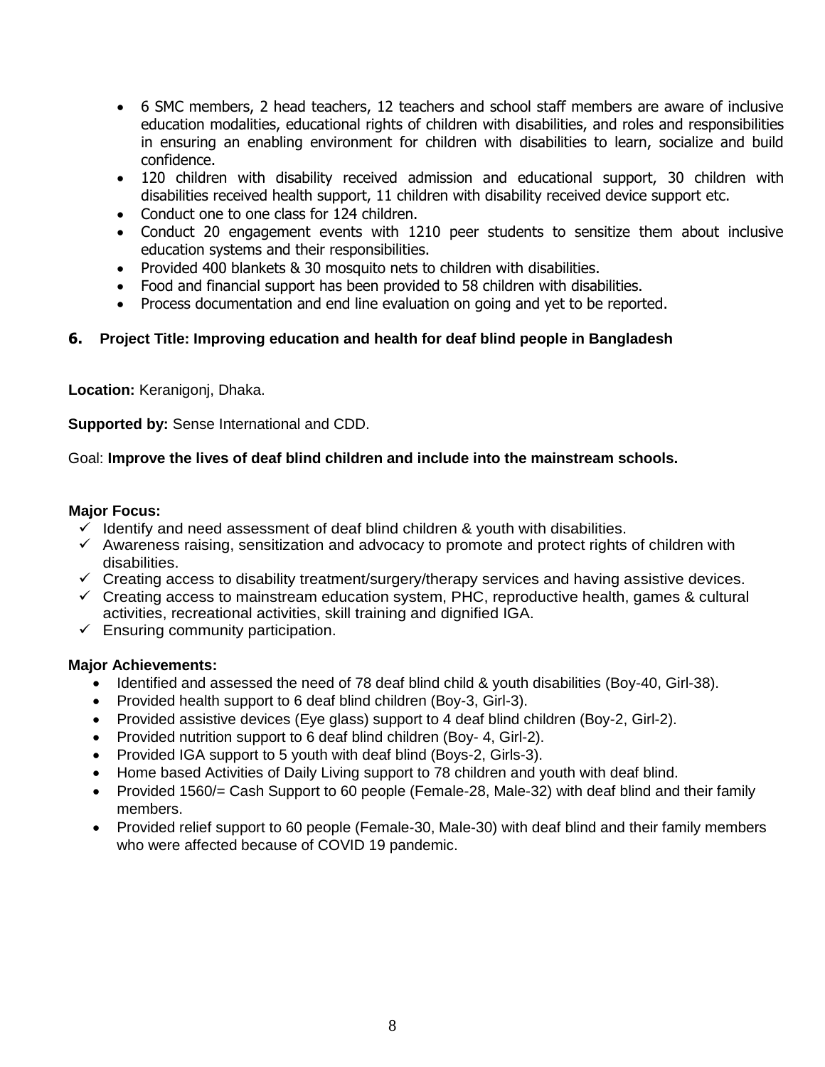- 6 SMC members, 2 head teachers, 12 teachers and school staff members are aware of inclusive education modalities, educational rights of children with disabilities, and roles and responsibilities in ensuring an enabling environment for children with disabilities to learn, socialize and build confidence.
- 120 children with disability received admission and educational support, 30 children with disabilities received health support, 11 children with disability received device support etc.
- Conduct one to one class for 124 children.
- Conduct 20 engagement events with 1210 peer students to sensitize them about inclusive education systems and their responsibilities.
- Provided 400 blankets & 30 mosquito nets to children with disabilities.
- Food and financial support has been provided to 58 children with disabilities.
- Process documentation and end line evaluation on going and yet to be reported.

### 6. Project Title: Improving education and health for deaf blind people in Bangladesh

**Location:** Keranigonj, Dhaka.

**Supported by:** Sense International and CDD.

Goal: **Improve the lives of deaf blind children and include into the mainstream schools.**

**Major Focus:**

- ✓ Identify and need assessment of deaf blind children & youth with disabilities.
- ✓ Awareness raising, sensitization and advocacy to promote and protect rights of children with disabilities.
- ✓ Creating access to disability treatment/surgery/therapy services and having assistive devices.
- ✓ Creating access to mainstream education system, PHC, reproductive health, games & cultural activities, recreational activities, skill training and dignified IGA.
- ✓ Ensuring community participation.

**Major Achievements:**

- Identified and assessed the need of 78 deaf blind child & youth disabilities (Boy-40, Girl-38).
- Provided health support to 6 deaf blind children (Boy-3, Girl-3).
- Provided assistive devices (Eye glass) support to 4 deaf blind children (Boy-2, Girl-2).
- Provided nutrition support to 6 deaf blind children (Boy- 4, Girl-2).
- Provided IGA support to 5 youth with deaf blind (Boys-2, Girls-3).
- Home based Activities of Daily Living support to 78 children and youth with deaf blind.
- Provided 1560/= Cash Support to 60 people (Female-28, Male-32) with deaf blind and their family members.
- Provided relief support to 60 people (Female-30, Male-30) with deaf blind and their family members who were affected because of COVID 19 pandemic.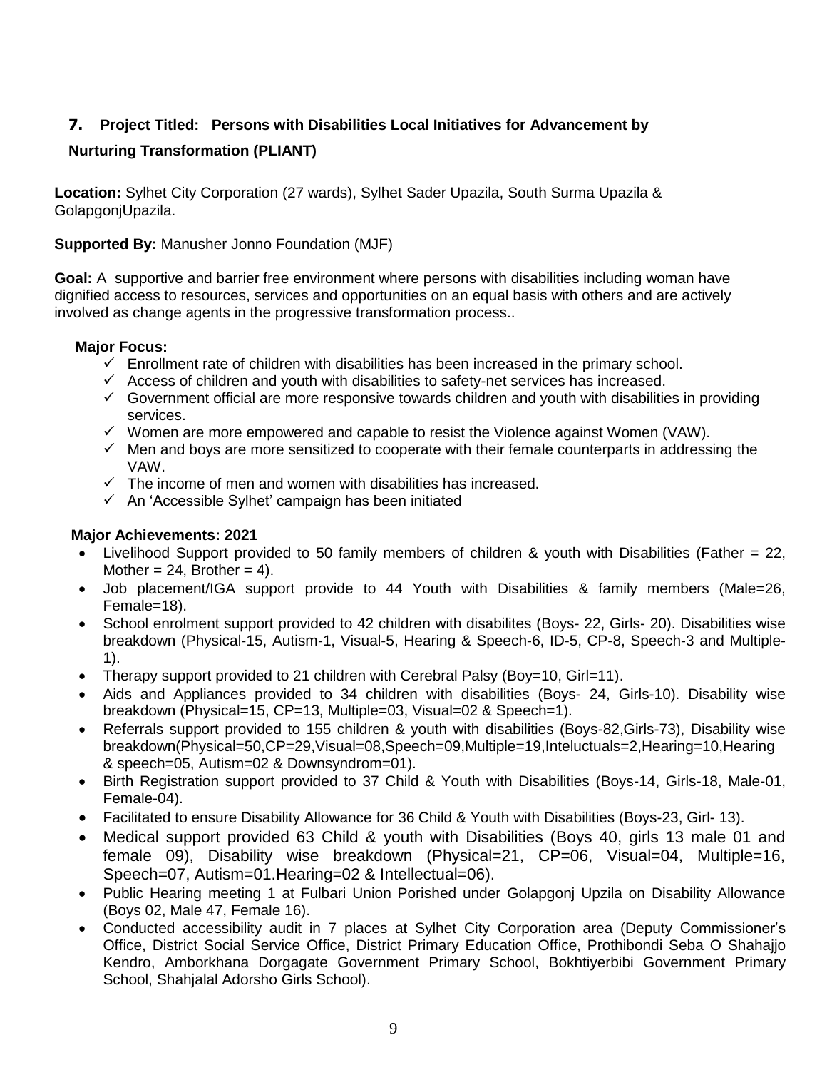## 7. Project Titled: Persons with Disabilities Local Initiatives for Advancement by Nurturing Transformation (PLIANT)

**Location:** Sylhet City Corporation (27 wards), Sylhet Sader Upazila, South Surma Upazila & GolapgonjUpazila.

**Supported By:** Manusher Jonno Foundation (MJF)

**Goal:** A supportive and barrier free environment where persons with disabilities including woman have dignified access to resources, services and opportunities on an equal basis with others and are actively involved as change agents in the progressive transformation process..

**Major Focus:**

- ✓ Enrollment rate of children with disabilities has been increased in the primary school.
- ✓ Access of children and youth with disabilities to safety-net services has increased.
- ✓ Government official are more responsive towards children and youth with disabilities in providing services.
- ✓ Women are more empowered and capable to resist the Violence against Women (VAW).
- ✓ Men and boys are more sensitized to cooperate with their female counterparts in addressing the VAW.
- ✓ The income of men and women with disabilities has increased.
- ✓ An 'Accessible Sylhet' campaign has been initiated

**Major Achievements: 2021**

- Livelihood Support provided to 50 family members of children & youth with Disabilities (Father = 22, Mother = 24, Brother = 4).
- Job placement/IGA support provide to 44 Youth with Disabilities & family members (Male=26, Female=18).
- School enrolment support provided to 42 children with disabilites (Boys- 22, Girls- 20). Disabilities wise breakdown (Physical-15, Autism-1, Visual-5, Hearing & Speech-6, ID-5, CP-8, Speech-3 and Multiple-1).
- Therapy support provided to 21 children with Cerebral Palsy (Boy=10, Girl=11).
- Aids and Appliances provided to 34 children with disabilities (Boys- 24, Girls-10). Disability wise breakdown (Physical=15, CP=13, Multiple=03, Visual=02 & Speech=1).
- Referrals support provided to 155 children & youth with disabilities (Boys-82,Girls-73), Disability wise breakdown(Physical=50,CP=29,Visual=08,Speech=09,Multiple=19,Inteluctuals=2,Hearing=10,Hearing & speech=05, Autism=02 & Downsyndrom=01).
- Birth Registration support provided to 37 Child & Youth with Disabilities (Boys-14, Girls-18, Male-01, Female-04).
- Facilitated to ensure Disability Allowance for 36 Child & Youth with Disabilities (Boys-23, Girl- 13).
- Medical support provided 63 Child & youth with Disabilities (Boys 40, girls 13 male 01 and female 09), Disability wise breakdown (Physical=21, CP=06, Visual=04, Multiple=16, Speech=07, Autism=01.Hearing=02 & Intellectual=06).
- Public Hearing meeting 1 at Fulbari Union Porished under Golapgonj Upzila on Disability Allowance (Boys 02, Male 47, Female 16).
- Conducted accessibility audit in 7 places at Sylhet City Corporation area (Deputy Commissioner's Office, District Social Service Office, District Primary Education Office, Prothibondi Seba O Shahajjo Kendro, Amborkhana Dorgagate Government Primary School, Bokhtiyerbibi Government Primary School, Shahjalal Adorsho Girls School).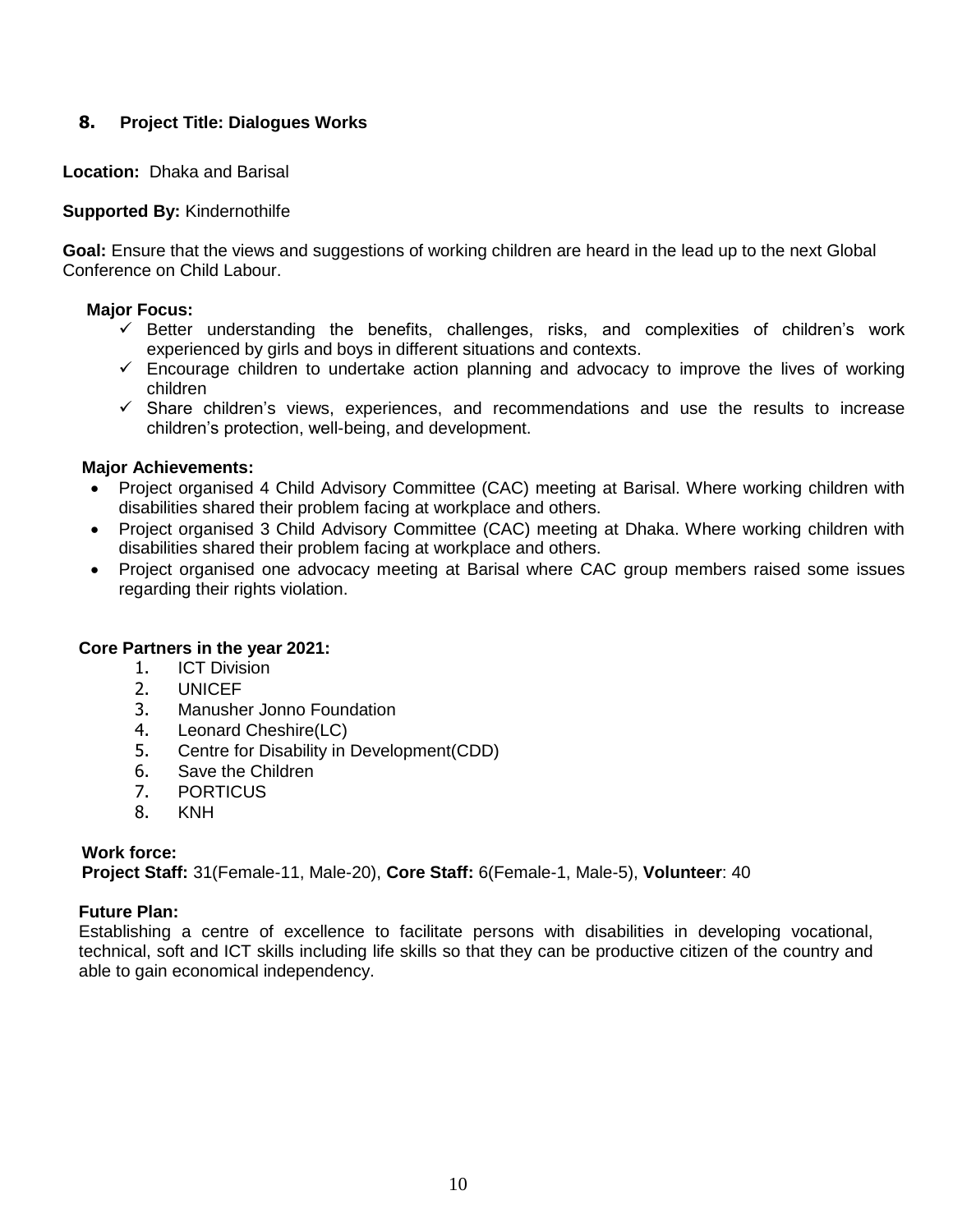## 8. Project Title: Dialogues Works

**Location:** Dhaka and Barisal

**Supported By:** Kindernothilfe

**Goal:** Ensure that the views and suggestions of working children are heard in the lead up to the next Global Conference on Child Labour.

**Major Focus:**

- ✓ Better understanding the benefits, challenges, risks, and complexities of children's work experienced by girls and boys in different situations and contexts.
- ✓ Encourage children to undertake action planning and advocacy to improve the lives of working children
- ✓ Share children's views, experiences, and recommendations and use the results to increase children's protection, well-being, and development.

**Major Achievements:**

- Project organised 4 Child Advisory Committee (CAC) meeting at Barisal. Where working children with disabilities shared their problem facing at workplace and others.
- Project organised 3 Child Advisory Committee (CAC) meeting at Dhaka. Where working children with disabilities shared their problem facing at workplace and others.
- Project organised one advocacy meeting at Barisal where CAC group members raised some issues regarding their rights violation.

**Core Partners in the year 2021:**

1. ICT Division
2. UNICEF
3. Manusher Jonno Foundation
4. Leonard Cheshire(LC)
5. Centre for Disability in Development(CDD)
6. Save the Children
7. PORTICUS
8. KNH

**Work force:**
**Project Staff:** 31(Female-11, Male-20), **Core Staff:** 6(Female-1, Male-5), **Volunteer**: 40

**Future Plan:**
Establishing a centre of excellence to facilitate persons with disabilities in developing vocational, technical, soft and ICT skills including life skills so that they can be productive citizen of the country and able to gain economical independency.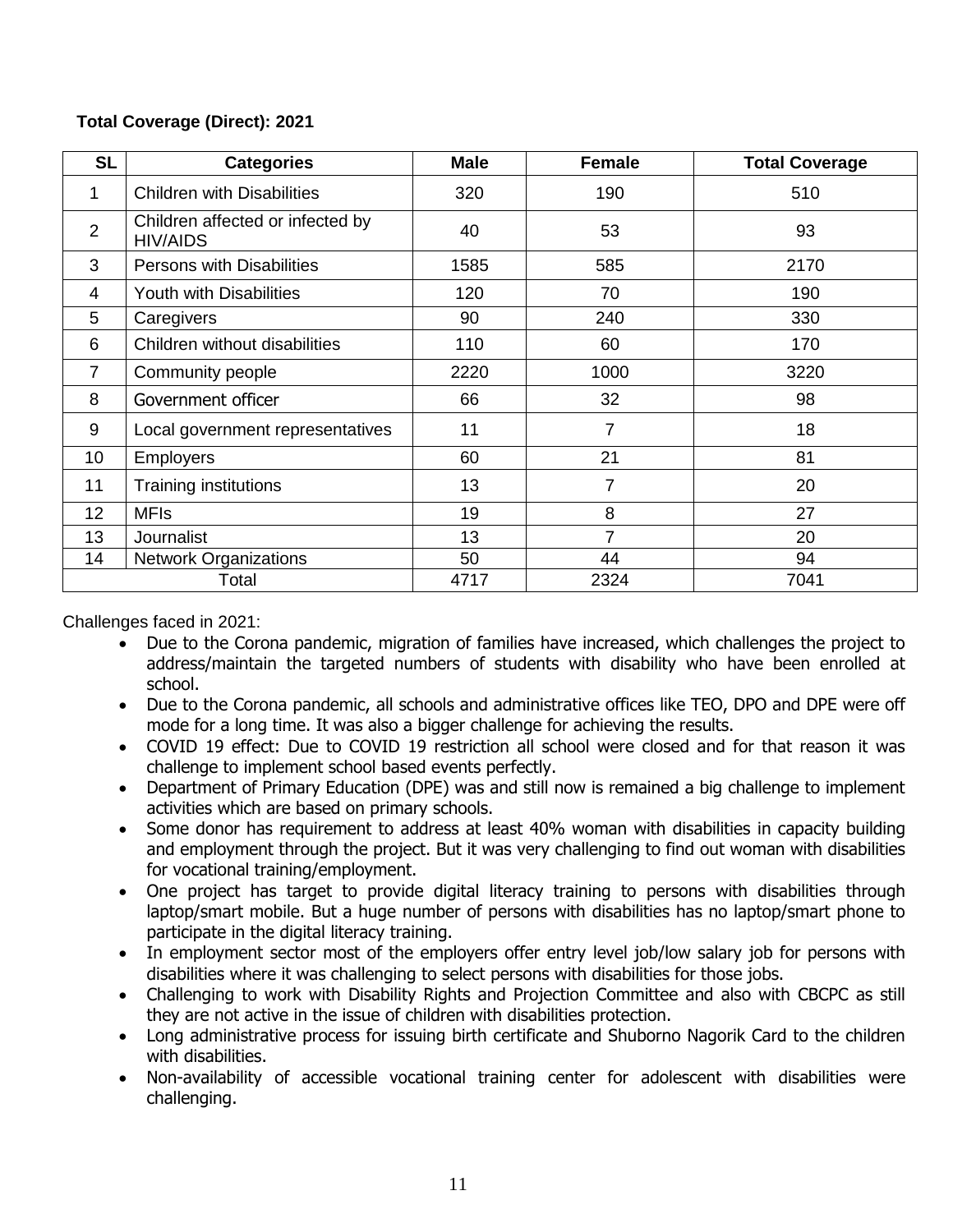**Total Coverage (Direct): 2021**

| SL | Categories | Male | Female | Total Coverage |
|---|---|---|---|---|
| 1 | Children with Disabilities | 320 | 190 | 510 |
| 2 | Children affected or infected by HIV/AIDS | 40 | 53 | 93 |
| 3 | Persons with Disabilities | 1585 | 585 | 2170 |
| 4 | Youth with Disabilities | 120 | 70 | 190 |
| 5 | Caregivers | 90 | 240 | 330 |
| 6 | Children without disabilities | 110 | 60 | 170 |
| 7 | Community people | 2220 | 1000 | 3220 |
| 8 | Government officer | 66 | 32 | 98 |
| 9 | Local government representatives | 11 | 7 | 18 |
| 10 | Employers | 60 | 21 | 81 |
| 11 | Training institutions | 13 | 7 | 20 |
| 12 | MFIs | 19 | 8 | 27 |
| 13 | Journalist | 13 | 7 | 20 |
| 14 | Network Organizations | 50 | 44 | 94 |
| Total | | 4717 | 2324 | 7041 |

Challenges faced in 2021:

- Due to the Corona pandemic, migration of families have increased, which challenges the project to address/maintain the targeted numbers of students with disability who have been enrolled at school.
- Due to the Corona pandemic, all schools and administrative offices like TEO, DPO and DPE were off mode for a long time. It was also a bigger challenge for achieving the results.
- COVID 19 effect: Due to COVID 19 restriction all school were closed and for that reason it was challenge to implement school based events perfectly.
- Department of Primary Education (DPE) was and still now is remained a big challenge to implement activities which are based on primary schools.
- Some donor has requirement to address at least 40% woman with disabilities in capacity building and employment through the project. But it was very challenging to find out woman with disabilities for vocational training/employment.
- One project has target to provide digital literacy training to persons with disabilities through laptop/smart mobile. But a huge number of persons with disabilities has no laptop/smart phone to participate in the digital literacy training.
- In employment sector most of the employers offer entry level job/low salary job for persons with disabilities where it was challenging to select persons with disabilities for those jobs.
- Challenging to work with Disability Rights and Projection Committee and also with CBCPC as still they are not active in the issue of children with disabilities protection.
- Long administrative process for issuing birth certificate and Shuborno Nagorik Card to the children with disabilities.
- Non-availability of accessible vocational training center for adolescent with disabilities were challenging.